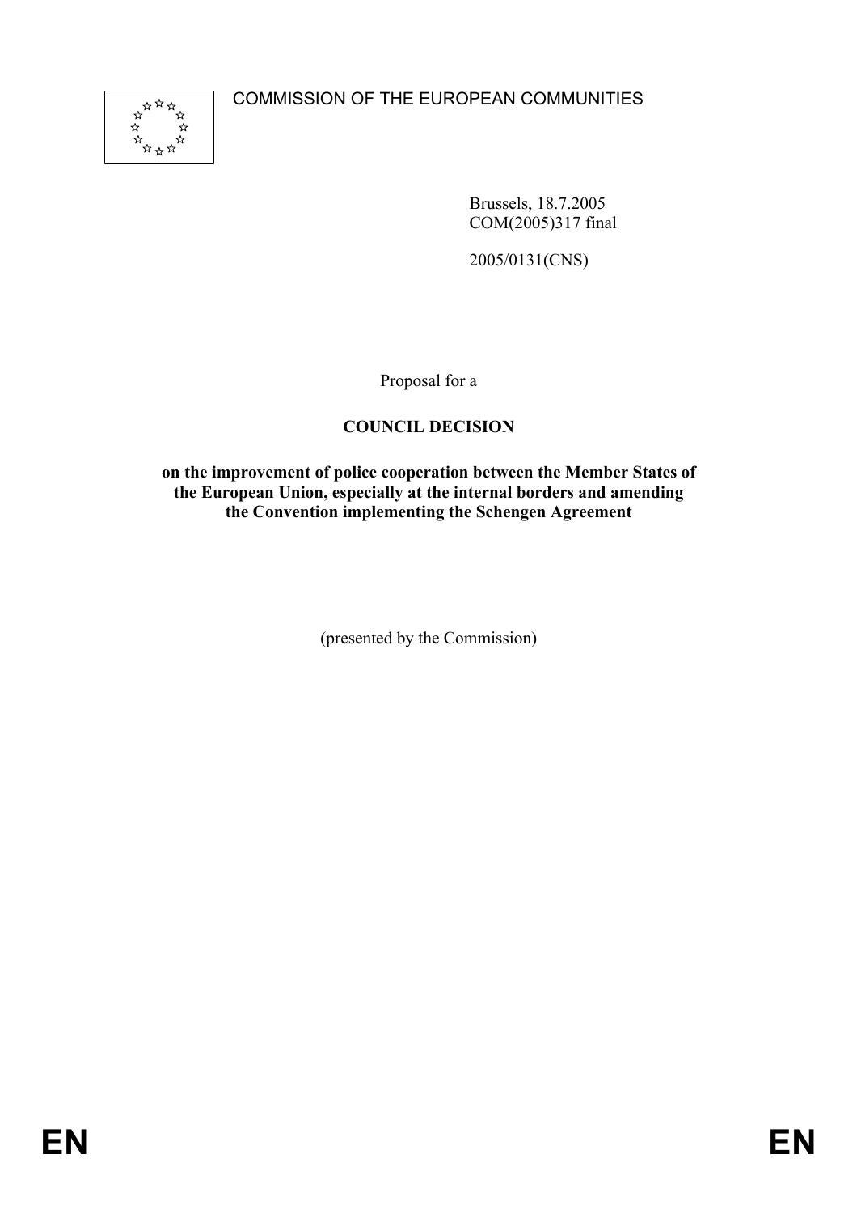COMMISSION OF THE EUROPEAN COMMUNITIES

Brussels, 18.7.2005
COM(2005)317 final

2005/0131(CNS)

Proposal for a

**COUNCIL DECISION**

**on the improvement of police cooperation between the Member States of the European Union, especially at the internal borders and amending the Convention implementing the Schengen Agreement**

(presented by the Commission)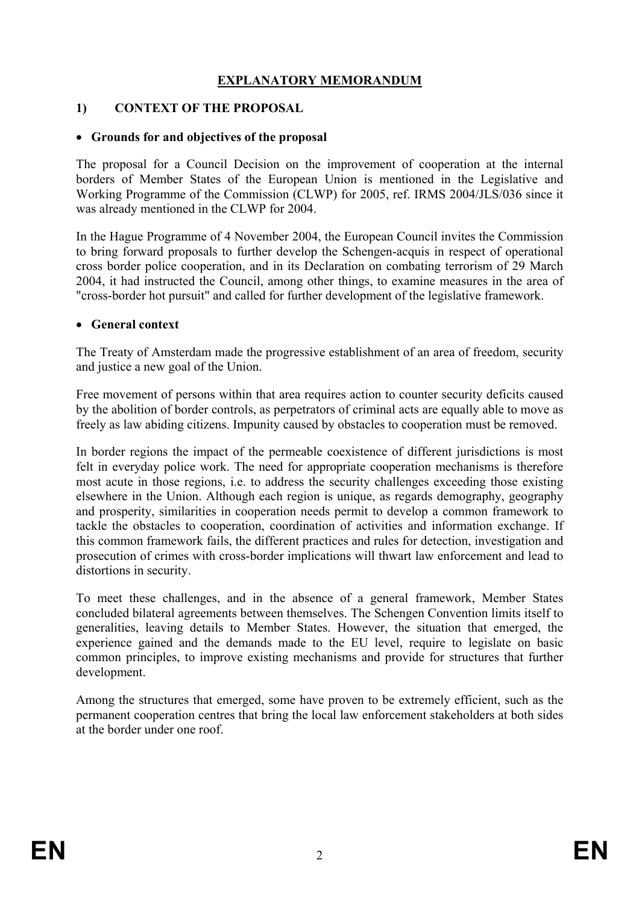# EXPLANATORY MEMORANDUM

## 1) CONTEXT OF THE PROPOSAL

- **Grounds for and objectives of the proposal**

The proposal for a Council Decision on the improvement of cooperation at the internal borders of Member States of the European Union is mentioned in the Legislative and Working Programme of the Commission (CLWP) for 2005, ref. IRMS 2004/JLS/036 since it was already mentioned in the CLWP for 2004.

In the Hague Programme of 4 November 2004, the European Council invites the Commission to bring forward proposals to further develop the Schengen-acquis in respect of operational cross border police cooperation, and in its Declaration on combating terrorism of 29 March 2004, it had instructed the Council, among other things, to examine measures in the area of "cross-border hot pursuit" and called for further development of the legislative framework.

- **General context**

The Treaty of Amsterdam made the progressive establishment of an area of freedom, security and justice a new goal of the Union.

Free movement of persons within that area requires action to counter security deficits caused by the abolition of border controls, as perpetrators of criminal acts are equally able to move as freely as law abiding citizens. Impunity caused by obstacles to cooperation must be removed.

In border regions the impact of the permeable coexistence of different jurisdictions is most felt in everyday police work. The need for appropriate cooperation mechanisms is therefore most acute in those regions, i.e. to address the security challenges exceeding those existing elsewhere in the Union. Although each region is unique, as regards demography, geography and prosperity, similarities in cooperation needs permit to develop a common framework to tackle the obstacles to cooperation, coordination of activities and information exchange. If this common framework fails, the different practices and rules for detection, investigation and prosecution of crimes with cross-border implications will thwart law enforcement and lead to distortions in security.

To meet these challenges, and in the absence of a general framework, Member States concluded bilateral agreements between themselves. The Schengen Convention limits itself to generalities, leaving details to Member States. However, the situation that emerged, the experience gained and the demands made to the EU level, require to legislate on basic common principles, to improve existing mechanisms and provide for structures that further development.

Among the structures that emerged, some have proven to be extremely efficient, such as the permanent cooperation centres that bring the local law enforcement stakeholders at both sides at the border under one roof.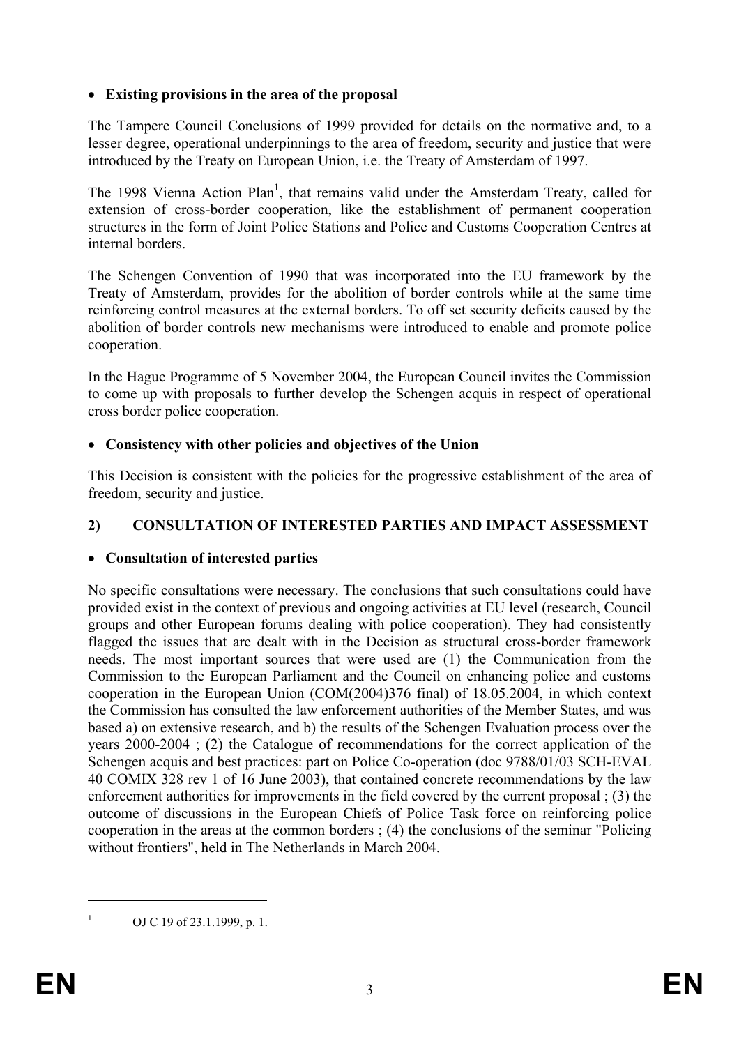- **Existing provisions in the area of the proposal**

The Tampere Council Conclusions of 1999 provided for details on the normative and, to a lesser degree, operational underpinnings to the area of freedom, security and justice that were introduced by the Treaty on European Union, i.e. the Treaty of Amsterdam of 1997.

The 1998 Vienna Action Plan[1], that remains valid under the Amsterdam Treaty, called for extension of cross-border cooperation, like the establishment of permanent cooperation structures in the form of Joint Police Stations and Police and Customs Cooperation Centres at internal borders.

The Schengen Convention of 1990 that was incorporated into the EU framework by the Treaty of Amsterdam, provides for the abolition of border controls while at the same time reinforcing control measures at the external borders. To off set security deficits caused by the abolition of border controls new mechanisms were introduced to enable and promote police cooperation.

In the Hague Programme of 5 November 2004, the European Council invites the Commission to come up with proposals to further develop the Schengen acquis in respect of operational cross border police cooperation.

- **Consistency with other policies and objectives of the Union**

This Decision is consistent with the policies for the progressive establishment of the area of freedom, security and justice.

## 2) CONSULTATION OF INTERESTED PARTIES AND IMPACT ASSESSMENT

- **Consultation of interested parties**

No specific consultations were necessary. The conclusions that such consultations could have provided exist in the context of previous and ongoing activities at EU level (research, Council groups and other European forums dealing with police cooperation). They had consistently flagged the issues that are dealt with in the Decision as structural cross-border framework needs. The most important sources that were used are (1) the Communication from the Commission to the European Parliament and the Council on enhancing police and customs cooperation in the European Union (COM(2004)376 final) of 18.05.2004, in which context the Commission has consulted the law enforcement authorities of the Member States, and was based a) on extensive research, and b) the results of the Schengen Evaluation process over the years 2000-2004 ; (2) the Catalogue of recommendations for the correct application of the Schengen acquis and best practices: part on Police Co-operation (doc 9788/01/03 SCH-EVAL 40 COMIX 328 rev 1 of 16 June 2003), that contained concrete recommendations by the law enforcement authorities for improvements in the field covered by the current proposal ; (3) the outcome of discussions in the European Chiefs of Police Task force on reinforcing police cooperation in the areas at the common borders ; (4) the conclusions of the seminar "Policing without frontiers", held in The Netherlands in March 2004.

---

[1] OJ C 19 of 23.1.1999, p. 1.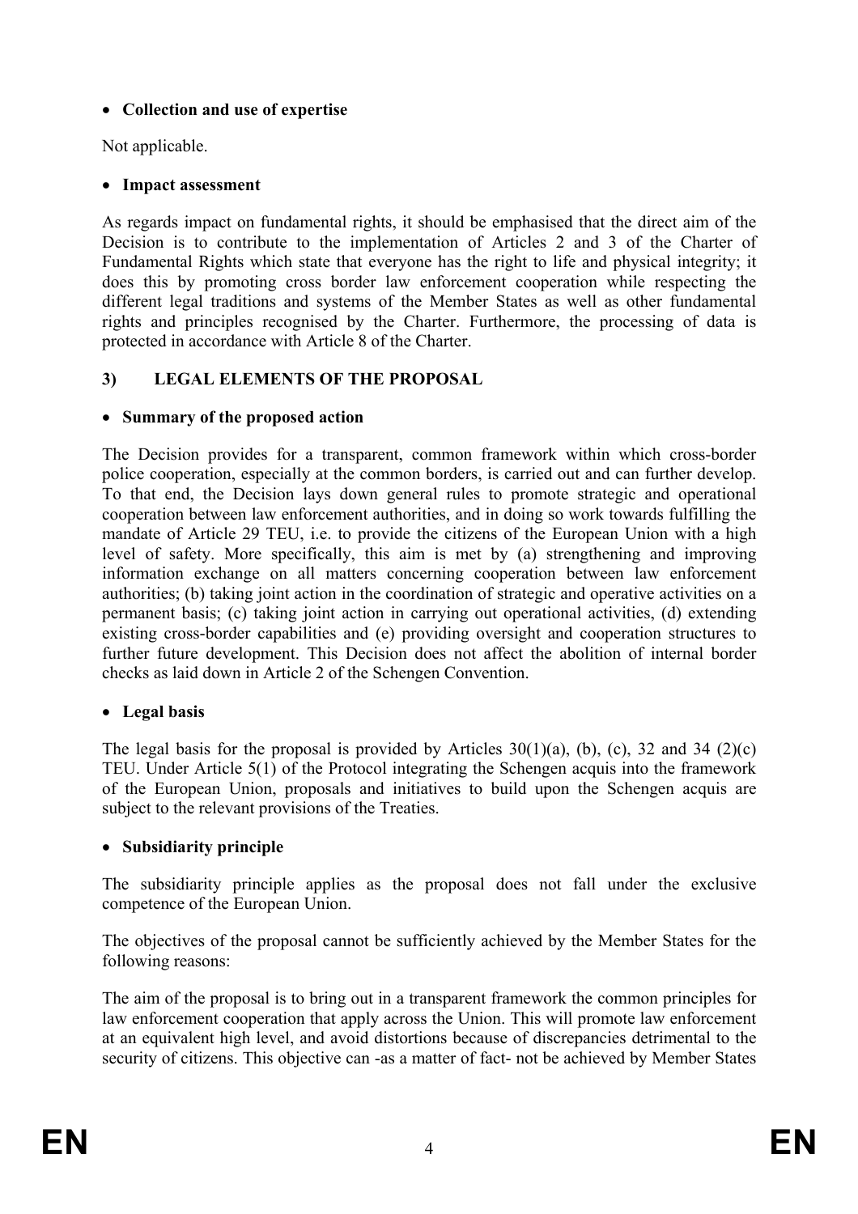- **Collection and use of expertise**

Not applicable.

- **Impact assessment**

As regards impact on fundamental rights, it should be emphasised that the direct aim of the Decision is to contribute to the implementation of Articles 2 and 3 of the Charter of Fundamental Rights which state that everyone has the right to life and physical integrity; it does this by promoting cross border law enforcement cooperation while respecting the different legal traditions and systems of the Member States as well as other fundamental rights and principles recognised by the Charter. Furthermore, the processing of data is protected in accordance with Article 8 of the Charter.

## 3) LEGAL ELEMENTS OF THE PROPOSAL

- **Summary of the proposed action**

The Decision provides for a transparent, common framework within which cross-border police cooperation, especially at the common borders, is carried out and can further develop. To that end, the Decision lays down general rules to promote strategic and operational cooperation between law enforcement authorities, and in doing so work towards fulfilling the mandate of Article 29 TEU, i.e. to provide the citizens of the European Union with a high level of safety. More specifically, this aim is met by (a) strengthening and improving information exchange on all matters concerning cooperation between law enforcement authorities; (b) taking joint action in the coordination of strategic and operative activities on a permanent basis; (c) taking joint action in carrying out operational activities, (d) extending existing cross-border capabilities and (e) providing oversight and cooperation structures to further future development. This Decision does not affect the abolition of internal border checks as laid down in Article 2 of the Schengen Convention.

- **Legal basis**

The legal basis for the proposal is provided by Articles 30(1)(a), (b), (c), 32 and 34 (2)(c) TEU. Under Article 5(1) of the Protocol integrating the Schengen acquis into the framework of the European Union, proposals and initiatives to build upon the Schengen acquis are subject to the relevant provisions of the Treaties.

- **Subsidiarity principle**

The subsidiarity principle applies as the proposal does not fall under the exclusive competence of the European Union.

The objectives of the proposal cannot be sufficiently achieved by the Member States for the following reasons:

The aim of the proposal is to bring out in a transparent framework the common principles for law enforcement cooperation that apply across the Union. This will promote law enforcement at an equivalent high level, and avoid distortions because of discrepancies detrimental to the security of citizens. This objective can -as a matter of fact- not be achieved by Member States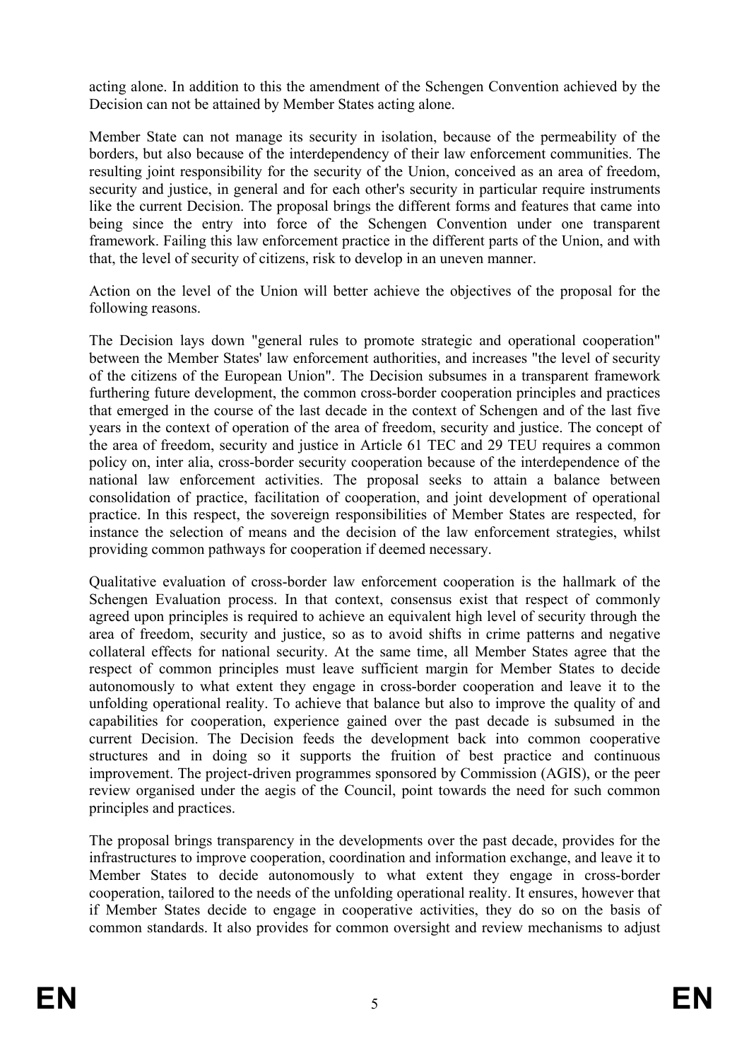acting alone. In addition to this the amendment of the Schengen Convention achieved by the Decision can not be attained by Member States acting alone.

Member State can not manage its security in isolation, because of the permeability of the borders, but also because of the interdependency of their law enforcement communities. The resulting joint responsibility for the security of the Union, conceived as an area of freedom, security and justice, in general and for each other's security in particular require instruments like the current Decision. The proposal brings the different forms and features that came into being since the entry into force of the Schengen Convention under one transparent framework. Failing this law enforcement practice in the different parts of the Union, and with that, the level of security of citizens, risk to develop in an uneven manner.

Action on the level of the Union will better achieve the objectives of the proposal for the following reasons.

The Decision lays down "general rules to promote strategic and operational cooperation" between the Member States' law enforcement authorities, and increases "the level of security of the citizens of the European Union". The Decision subsumes in a transparent framework furthering future development, the common cross-border cooperation principles and practices that emerged in the course of the last decade in the context of Schengen and of the last five years in the context of operation of the area of freedom, security and justice. The concept of the area of freedom, security and justice in Article 61 TEC and 29 TEU requires a common policy on, inter alia, cross-border security cooperation because of the interdependence of the national law enforcement activities. The proposal seeks to attain a balance between consolidation of practice, facilitation of cooperation, and joint development of operational practice. In this respect, the sovereign responsibilities of Member States are respected, for instance the selection of means and the decision of the law enforcement strategies, whilst providing common pathways for cooperation if deemed necessary.

Qualitative evaluation of cross-border law enforcement cooperation is the hallmark of the Schengen Evaluation process. In that context, consensus exist that respect of commonly agreed upon principles is required to achieve an equivalent high level of security through the area of freedom, security and justice, so as to avoid shifts in crime patterns and negative collateral effects for national security. At the same time, all Member States agree that the respect of common principles must leave sufficient margin for Member States to decide autonomously to what extent they engage in cross-border cooperation and leave it to the unfolding operational reality. To achieve that balance but also to improve the quality of and capabilities for cooperation, experience gained over the past decade is subsumed in the current Decision. The Decision feeds the development back into common cooperative structures and in doing so it supports the fruition of best practice and continuous improvement. The project-driven programmes sponsored by Commission (AGIS), or the peer review organised under the aegis of the Council, point towards the need for such common principles and practices.

The proposal brings transparency in the developments over the past decade, provides for the infrastructures to improve cooperation, coordination and information exchange, and leave it to Member States to decide autonomously to what extent they engage in cross-border cooperation, tailored to the needs of the unfolding operational reality. It ensures, however that if Member States decide to engage in cooperative activities, they do so on the basis of common standards. It also provides for common oversight and review mechanisms to adjust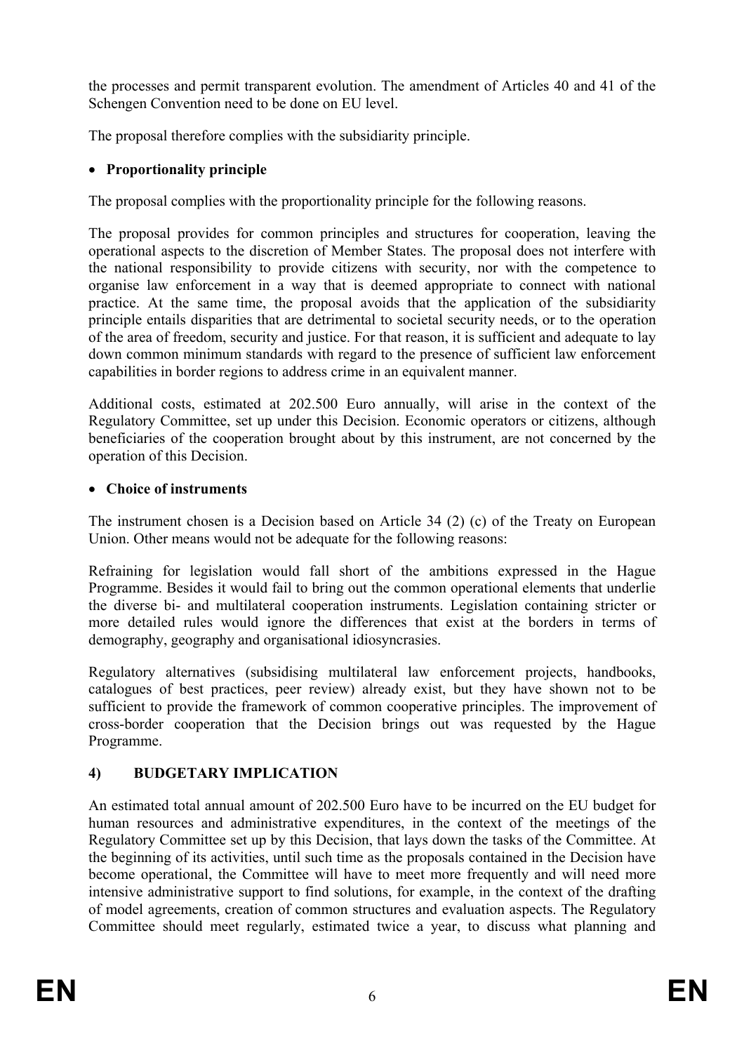the processes and permit transparent evolution. The amendment of Articles 40 and 41 of the Schengen Convention need to be done on EU level.

The proposal therefore complies with the subsidiarity principle.

- **Proportionality principle**

The proposal complies with the proportionality principle for the following reasons.

The proposal provides for common principles and structures for cooperation, leaving the operational aspects to the discretion of Member States. The proposal does not interfere with the national responsibility to provide citizens with security, nor with the competence to organise law enforcement in a way that is deemed appropriate to connect with national practice. At the same time, the proposal avoids that the application of the subsidiarity principle entails disparities that are detrimental to societal security needs, or to the operation of the area of freedom, security and justice. For that reason, it is sufficient and adequate to lay down common minimum standards with regard to the presence of sufficient law enforcement capabilities in border regions to address crime in an equivalent manner.

Additional costs, estimated at 202.500 Euro annually, will arise in the context of the Regulatory Committee, set up under this Decision. Economic operators or citizens, although beneficiaries of the cooperation brought about by this instrument, are not concerned by the operation of this Decision.

- **Choice of instruments**

The instrument chosen is a Decision based on Article 34 (2) (c) of the Treaty on European Union. Other means would not be adequate for the following reasons:

Refraining for legislation would fall short of the ambitions expressed in the Hague Programme. Besides it would fail to bring out the common operational elements that underlie the diverse bi- and multilateral cooperation instruments. Legislation containing stricter or more detailed rules would ignore the differences that exist at the borders in terms of demography, geography and organisational idiosyncrasies.

Regulatory alternatives (subsidising multilateral law enforcement projects, handbooks, catalogues of best practices, peer review) already exist, but they have shown not to be sufficient to provide the framework of common cooperative principles. The improvement of cross-border cooperation that the Decision brings out was requested by the Hague Programme.

## 4) BUDGETARY IMPLICATION

An estimated total annual amount of 202.500 Euro have to be incurred on the EU budget for human resources and administrative expenditures, in the context of the meetings of the Regulatory Committee set up by this Decision, that lays down the tasks of the Committee. At the beginning of its activities, until such time as the proposals contained in the Decision have become operational, the Committee will have to meet more frequently and will need more intensive administrative support to find solutions, for example, in the context of the drafting of model agreements, creation of common structures and evaluation aspects. The Regulatory Committee should meet regularly, estimated twice a year, to discuss what planning and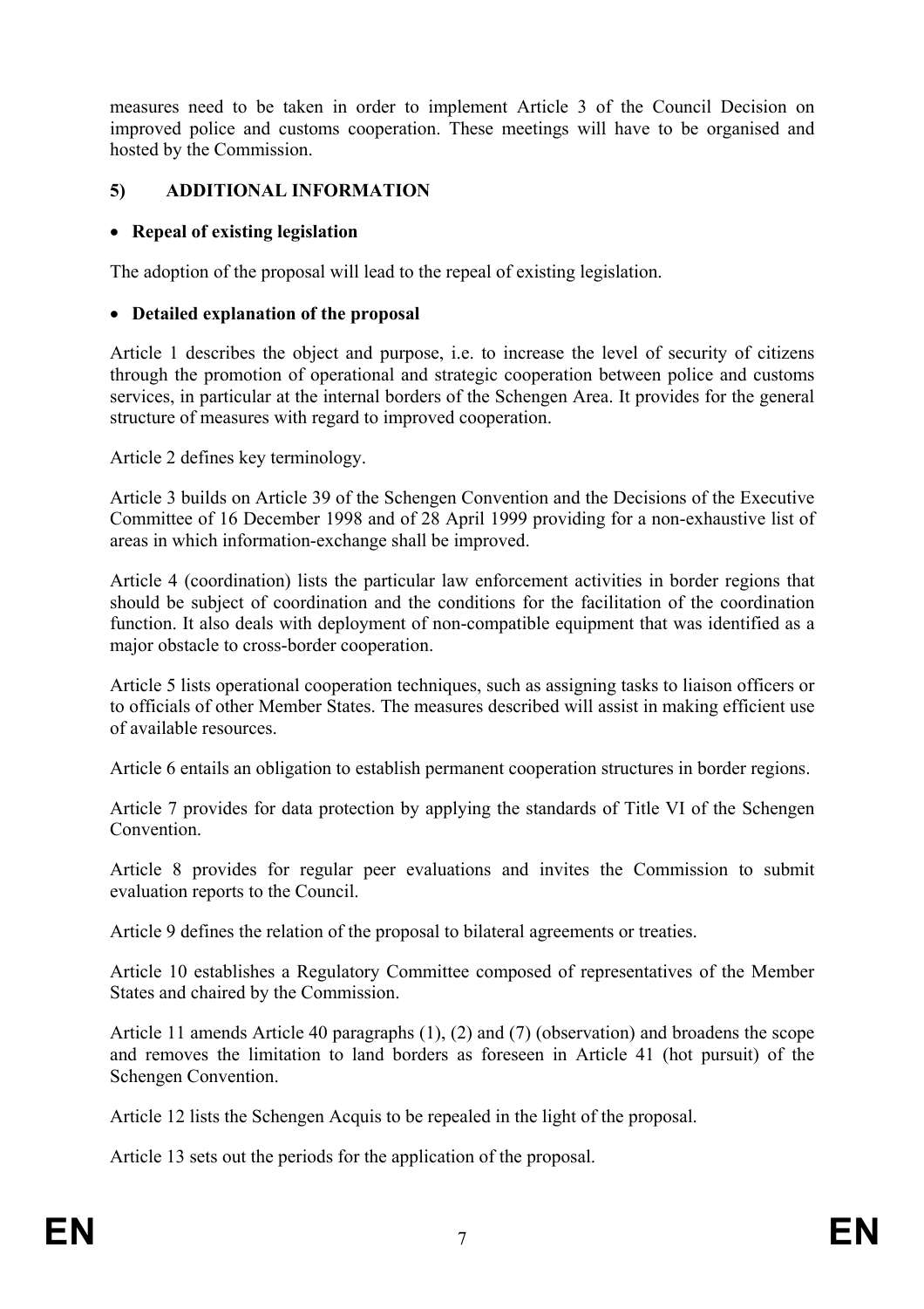measures need to be taken in order to implement Article 3 of the Council Decision on improved police and customs cooperation. These meetings will have to be organised and hosted by the Commission.

## 5) ADDITIONAL INFORMATION

- **Repeal of existing legislation**

The adoption of the proposal will lead to the repeal of existing legislation.

- **Detailed explanation of the proposal**

Article 1 describes the object and purpose, i.e. to increase the level of security of citizens through the promotion of operational and strategic cooperation between police and customs services, in particular at the internal borders of the Schengen Area. It provides for the general structure of measures with regard to improved cooperation.

Article 2 defines key terminology.

Article 3 builds on Article 39 of the Schengen Convention and the Decisions of the Executive Committee of 16 December 1998 and of 28 April 1999 providing for a non-exhaustive list of areas in which information-exchange shall be improved.

Article 4 (coordination) lists the particular law enforcement activities in border regions that should be subject of coordination and the conditions for the facilitation of the coordination function. It also deals with deployment of non-compatible equipment that was identified as a major obstacle to cross-border cooperation.

Article 5 lists operational cooperation techniques, such as assigning tasks to liaison officers or to officials of other Member States. The measures described will assist in making efficient use of available resources.

Article 6 entails an obligation to establish permanent cooperation structures in border regions.

Article 7 provides for data protection by applying the standards of Title VI of the Schengen Convention.

Article 8 provides for regular peer evaluations and invites the Commission to submit evaluation reports to the Council.

Article 9 defines the relation of the proposal to bilateral agreements or treaties.

Article 10 establishes a Regulatory Committee composed of representatives of the Member States and chaired by the Commission.

Article 11 amends Article 40 paragraphs (1), (2) and (7) (observation) and broadens the scope and removes the limitation to land borders as foreseen in Article 41 (hot pursuit) of the Schengen Convention.

Article 12 lists the Schengen Acquis to be repealed in the light of the proposal.

Article 13 sets out the periods for the application of the proposal.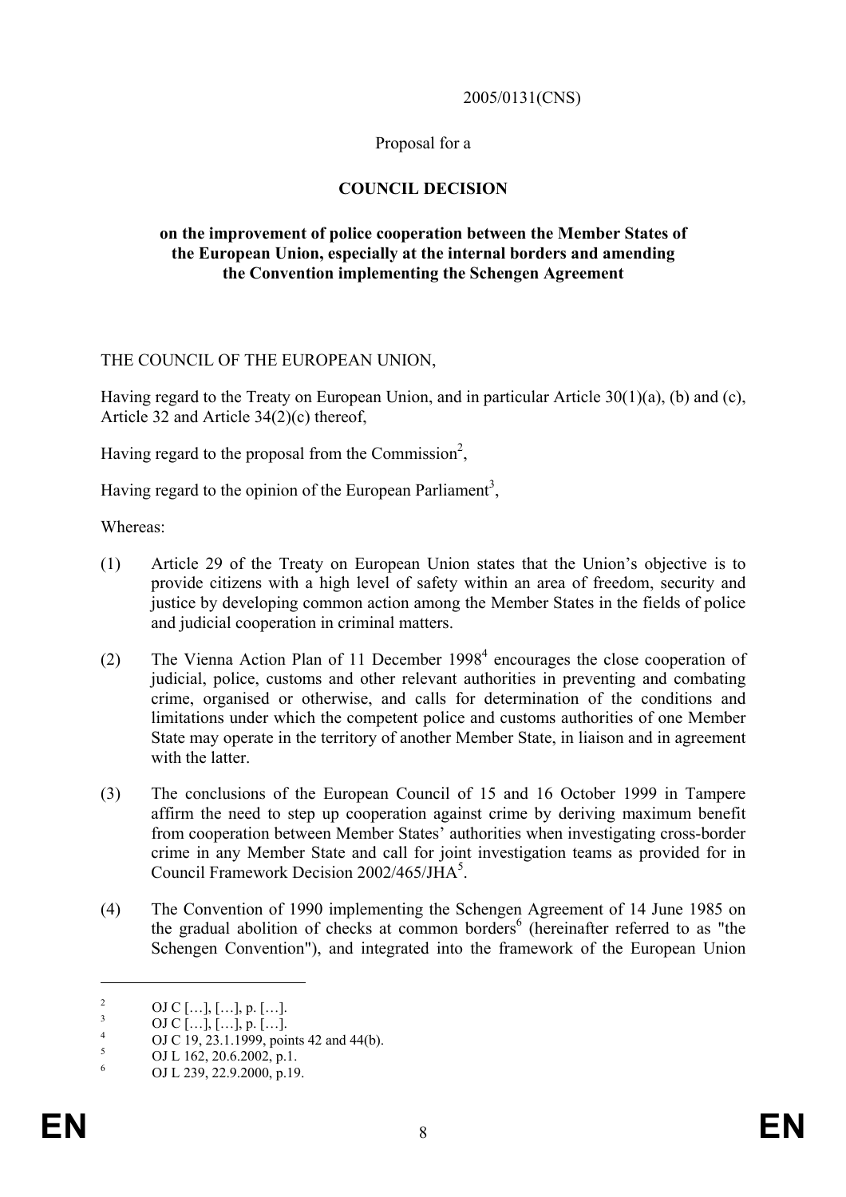2005/0131(CNS)

Proposal for a

**COUNCIL DECISION**

**on the improvement of police cooperation between the Member States of the European Union, especially at the internal borders and amending the Convention implementing the Schengen Agreement**

THE COUNCIL OF THE EUROPEAN UNION,

Having regard to the Treaty on European Union, and in particular Article 30(1)(a), (b) and (c), Article 32 and Article 34(2)(c) thereof,

Having regard to the proposal from the Commission[2],

Having regard to the opinion of the European Parliament[3],

Whereas:

(1) Article 29 of the Treaty on European Union states that the Union's objective is to provide citizens with a high level of safety within an area of freedom, security and justice by developing common action among the Member States in the fields of police and judicial cooperation in criminal matters.

(2) The Vienna Action Plan of 11 December 1998[4] encourages the close cooperation of judicial, police, customs and other relevant authorities in preventing and combating crime, organised or otherwise, and calls for determination of the conditions and limitations under which the competent police and customs authorities of one Member State may operate in the territory of another Member State, in liaison and in agreement with the latter.

(3) The conclusions of the European Council of 15 and 16 October 1999 in Tampere affirm the need to step up cooperation against crime by deriving maximum benefit from cooperation between Member States' authorities when investigating cross-border crime in any Member State and call for joint investigation teams as provided for in Council Framework Decision 2002/465/JHA[5].

(4) The Convention of 1990 implementing the Schengen Agreement of 14 June 1985 on the gradual abolition of checks at common borders[6] (hereinafter referred to as "the Schengen Convention"), and integrated into the framework of the European Union

---

[2] OJ C […], […], p. […].

[3] OJ C […], […], p. […].

[4] OJ C 19, 23.1.1999, points 42 and 44(b).

[5] OJ L 162, 20.6.2002, p.1.

[6] OJ L 239, 22.9.2000, p.19.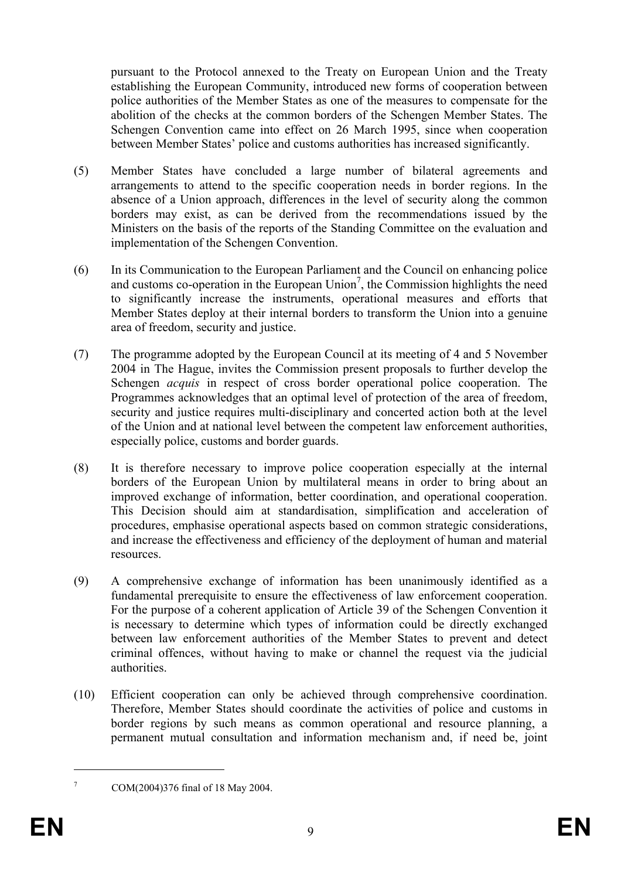pursuant to the Protocol annexed to the Treaty on European Union and the Treaty establishing the European Community, introduced new forms of cooperation between police authorities of the Member States as one of the measures to compensate for the abolition of the checks at the common borders of the Schengen Member States. The Schengen Convention came into effect on 26 March 1995, since when cooperation between Member States' police and customs authorities has increased significantly.

(5) Member States have concluded a large number of bilateral agreements and arrangements to attend to the specific cooperation needs in border regions. In the absence of a Union approach, differences in the level of security along the common borders may exist, as can be derived from the recommendations issued by the Ministers on the basis of the reports of the Standing Committee on the evaluation and implementation of the Schengen Convention.

(6) In its Communication to the European Parliament and the Council on enhancing police and customs co-operation in the European Union[7], the Commission highlights the need to significantly increase the instruments, operational measures and efforts that Member States deploy at their internal borders to transform the Union into a genuine area of freedom, security and justice.

(7) The programme adopted by the European Council at its meeting of 4 and 5 November 2004 in The Hague, invites the Commission present proposals to further develop the Schengen *acquis* in respect of cross border operational police cooperation. The Programmes acknowledges that an optimal level of protection of the area of freedom, security and justice requires multi-disciplinary and concerted action both at the level of the Union and at national level between the competent law enforcement authorities, especially police, customs and border guards.

(8) It is therefore necessary to improve police cooperation especially at the internal borders of the European Union by multilateral means in order to bring about an improved exchange of information, better coordination, and operational cooperation. This Decision should aim at standardisation, simplification and acceleration of procedures, emphasise operational aspects based on common strategic considerations, and increase the effectiveness and efficiency of the deployment of human and material resources.

(9) A comprehensive exchange of information has been unanimously identified as a fundamental prerequisite to ensure the effectiveness of law enforcement cooperation. For the purpose of a coherent application of Article 39 of the Schengen Convention it is necessary to determine which types of information could be directly exchanged between law enforcement authorities of the Member States to prevent and detect criminal offences, without having to make or channel the request via the judicial authorities.

(10) Efficient cooperation can only be achieved through comprehensive coordination. Therefore, Member States should coordinate the activities of police and customs in border regions by such means as common operational and resource planning, a permanent mutual consultation and information mechanism and, if need be, joint

[7] COM(2004)376 final of 18 May 2004.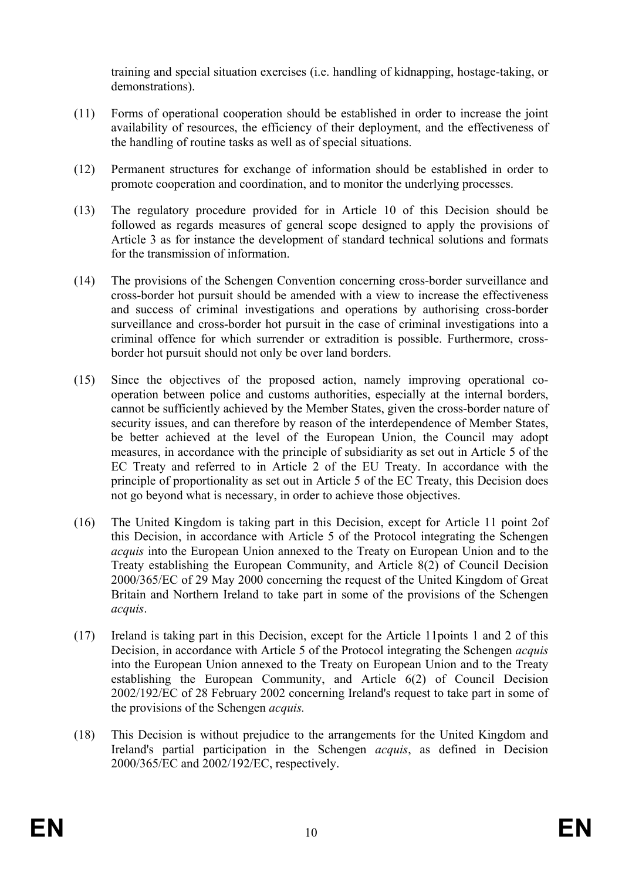training and special situation exercises (i.e. handling of kidnapping, hostage-taking, or demonstrations).

(11) Forms of operational cooperation should be established in order to increase the joint availability of resources, the efficiency of their deployment, and the effectiveness of the handling of routine tasks as well as of special situations.

(12) Permanent structures for exchange of information should be established in order to promote cooperation and coordination, and to monitor the underlying processes.

(13) The regulatory procedure provided for in Article 10 of this Decision should be followed as regards measures of general scope designed to apply the provisions of Article 3 as for instance the development of standard technical solutions and formats for the transmission of information.

(14) The provisions of the Schengen Convention concerning cross-border surveillance and cross-border hot pursuit should be amended with a view to increase the effectiveness and success of criminal investigations and operations by authorising cross-border surveillance and cross-border hot pursuit in the case of criminal investigations into a criminal offence for which surrender or extradition is possible. Furthermore, cross-border hot pursuit should not only be over land borders.

(15) Since the objectives of the proposed action, namely improving operational co-operation between police and customs authorities, especially at the internal borders, cannot be sufficiently achieved by the Member States, given the cross-border nature of security issues, and can therefore by reason of the interdependence of Member States, be better achieved at the level of the European Union, the Council may adopt measures, in accordance with the principle of subsidiarity as set out in Article 5 of the EC Treaty and referred to in Article 2 of the EU Treaty. In accordance with the principle of proportionality as set out in Article 5 of the EC Treaty, this Decision does not go beyond what is necessary, in order to achieve those objectives.

(16) The United Kingdom is taking part in this Decision, except for Article 11 point 2of this Decision, in accordance with Article 5 of the Protocol integrating the Schengen *acquis* into the European Union annexed to the Treaty on European Union and to the Treaty establishing the European Community, and Article 8(2) of Council Decision 2000/365/EC of 29 May 2000 concerning the request of the United Kingdom of Great Britain and Northern Ireland to take part in some of the provisions of the Schengen *acquis*.

(17) Ireland is taking part in this Decision, except for the Article 11points 1 and 2 of this Decision, in accordance with Article 5 of the Protocol integrating the Schengen *acquis* into the European Union annexed to the Treaty on European Union and to the Treaty establishing the European Community, and Article 6(2) of Council Decision 2002/192/EC of 28 February 2002 concerning Ireland's request to take part in some of the provisions of the Schengen *acquis.*

(18) This Decision is without prejudice to the arrangements for the United Kingdom and Ireland's partial participation in the Schengen *acquis*, as defined in Decision 2000/365/EC and 2002/192/EC, respectively.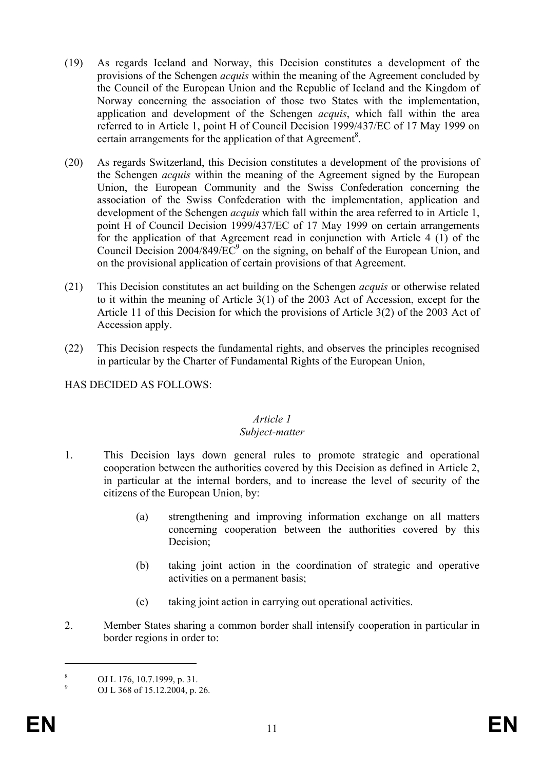(19) As regards Iceland and Norway, this Decision constitutes a development of the provisions of the Schengen *acquis* within the meaning of the Agreement concluded by the Council of the European Union and the Republic of Iceland and the Kingdom of Norway concerning the association of those two States with the implementation, application and development of the Schengen *acquis*, which fall within the area referred to in Article 1, point H of Council Decision 1999/437/EC of 17 May 1999 on certain arrangements for the application of that Agreement[8].

(20) As regards Switzerland, this Decision constitutes a development of the provisions of the Schengen *acquis* within the meaning of the Agreement signed by the European Union, the European Community and the Swiss Confederation concerning the association of the Swiss Confederation with the implementation, application and development of the Schengen *acquis* which fall within the area referred to in Article 1, point H of Council Decision 1999/437/EC of 17 May 1999 on certain arrangements for the application of that Agreement read in conjunction with Article 4 (1) of the Council Decision 2004/849/EC[9] on the signing, on behalf of the European Union, and on the provisional application of certain provisions of that Agreement.

(21) This Decision constitutes an act building on the Schengen *acquis* or otherwise related to it within the meaning of Article 3(1) of the 2003 Act of Accession, except for the Article 11 of this Decision for which the provisions of Article 3(2) of the 2003 Act of Accession apply.

(22) This Decision respects the fundamental rights, and observes the principles recognised in particular by the Charter of Fundamental Rights of the European Union,

HAS DECIDED AS FOLLOWS:

*Article 1*
*Subject-matter*

1. This Decision lays down general rules to promote strategic and operational cooperation between the authorities covered by this Decision as defined in Article 2, in particular at the internal borders, and to increase the level of security of the citizens of the European Union, by:

   (a) strengthening and improving information exchange on all matters concerning cooperation between the authorities covered by this Decision;

   (b) taking joint action in the coordination of strategic and operative activities on a permanent basis;

   (c) taking joint action in carrying out operational activities.

2. Member States sharing a common border shall intensify cooperation in particular in border regions in order to:

---

[8] OJ L 176, 10.7.1999, p. 31.

[9] OJ L 368 of 15.12.2004, p. 26.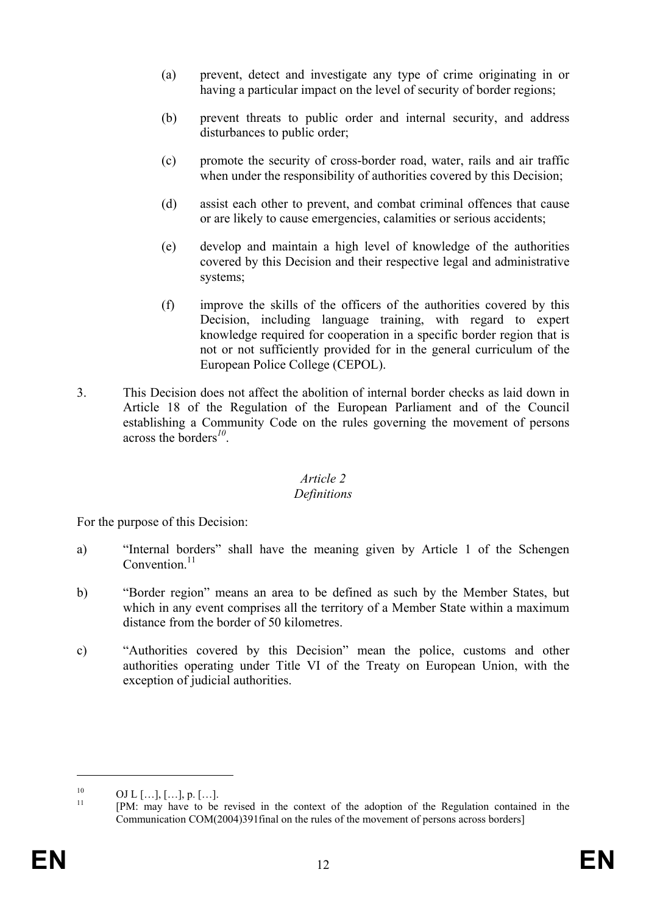(a) prevent, detect and investigate any type of crime originating in or having a particular impact on the level of security of border regions;

(b) prevent threats to public order and internal security, and address disturbances to public order;

(c) promote the security of cross-border road, water, rails and air traffic when under the responsibility of authorities covered by this Decision;

(d) assist each other to prevent, and combat criminal offences that cause or are likely to cause emergencies, calamities or serious accidents;

(e) develop and maintain a high level of knowledge of the authorities covered by this Decision and their respective legal and administrative systems;

(f) improve the skills of the officers of the authorities covered by this Decision, including language training, with regard to expert knowledge required for cooperation in a specific border region that is not or not sufficiently provided for in the general curriculum of the European Police College (CEPOL).

3. This Decision does not affect the abolition of internal border checks as laid down in Article 18 of the Regulation of the European Parliament and of the Council establishing a Community Code on the rules governing the movement of persons across the borders[10].

*Article 2*
*Definitions*

For the purpose of this Decision:

a) "Internal borders" shall have the meaning given by Article 1 of the Schengen Convention.[11]

b) "Border region" means an area to be defined as such by the Member States, but which in any event comprises all the territory of a Member State within a maximum distance from the border of 50 kilometres.

c) "Authorities covered by this Decision" mean the police, customs and other authorities operating under Title VI of the Treaty on European Union, with the exception of judicial authorities.

---

[10] OJ L […], […], p. […].

[11] [PM: may have to be revised in the context of the adoption of the Regulation contained in the Communication COM(2004)391final on the rules of the movement of persons across borders]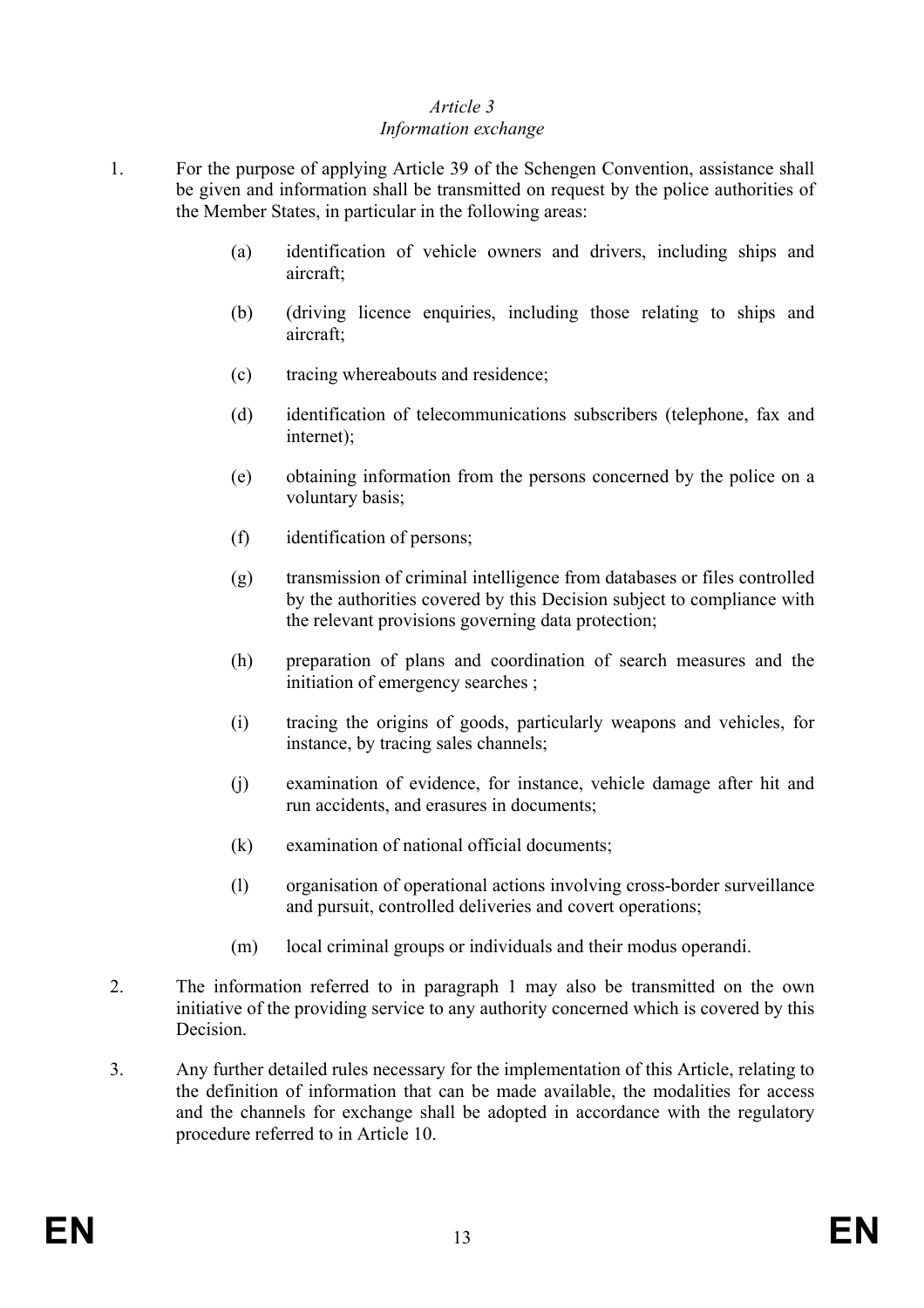*Article 3*
*Information exchange*

1. For the purpose of applying Article 39 of the Schengen Convention, assistance shall be given and information shall be transmitted on request by the police authorities of the Member States, in particular in the following areas:

   (a) identification of vehicle owners and drivers, including ships and aircraft;

   (b) (driving licence enquiries, including those relating to ships and aircraft;

   (c) tracing whereabouts and residence;

   (d) identification of telecommunications subscribers (telephone, fax and internet);

   (e) obtaining information from the persons concerned by the police on a voluntary basis;

   (f) identification of persons;

   (g) transmission of criminal intelligence from databases or files controlled by the authorities covered by this Decision subject to compliance with the relevant provisions governing data protection;

   (h) preparation of plans and coordination of search measures and the initiation of emergency searches ;

   (i) tracing the origins of goods, particularly weapons and vehicles, for instance, by tracing sales channels;

   (j) examination of evidence, for instance, vehicle damage after hit and run accidents, and erasures in documents;

   (k) examination of national official documents;

   (l) organisation of operational actions involving cross-border surveillance and pursuit, controlled deliveries and covert operations;

   (m) local criminal groups or individuals and their modus operandi.

2. The information referred to in paragraph 1 may also be transmitted on the own initiative of the providing service to any authority concerned which is covered by this Decision.

3. Any further detailed rules necessary for the implementation of this Article, relating to the definition of information that can be made available, the modalities for access and the channels for exchange shall be adopted in accordance with the regulatory procedure referred to in Article 10.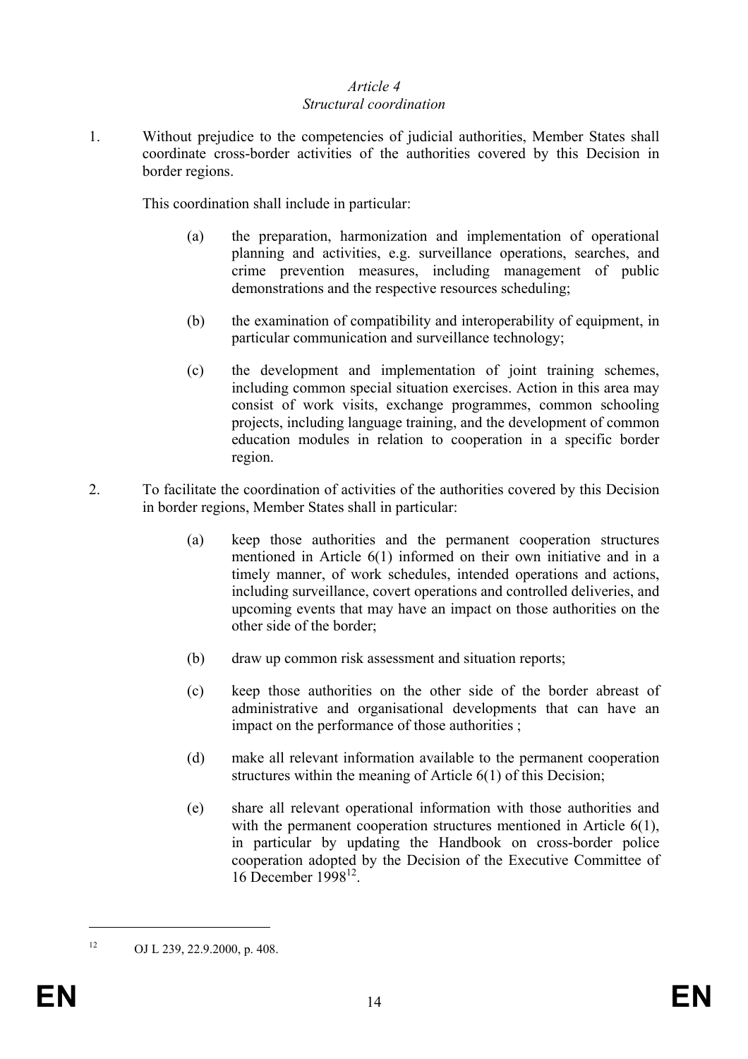*Article 4*
*Structural coordination*

1. Without prejudice to the competencies of judicial authorities, Member States shall coordinate cross-border activities of the authorities covered by this Decision in border regions.

   This coordination shall include in particular:

   (a) the preparation, harmonization and implementation of operational planning and activities, e.g. surveillance operations, searches, and crime prevention measures, including management of public demonstrations and the respective resources scheduling;

   (b) the examination of compatibility and interoperability of equipment, in particular communication and surveillance technology;

   (c) the development and implementation of joint training schemes, including common special situation exercises. Action in this area may consist of work visits, exchange programmes, common schooling projects, including language training, and the development of common education modules in relation to cooperation in a specific border region.

2. To facilitate the coordination of activities of the authorities covered by this Decision in border regions, Member States shall in particular:

   (a) keep those authorities and the permanent cooperation structures mentioned in Article 6(1) informed on their own initiative and in a timely manner, of work schedules, intended operations and actions, including surveillance, covert operations and controlled deliveries, and upcoming events that may have an impact on those authorities on the other side of the border;

   (b) draw up common risk assessment and situation reports;

   (c) keep those authorities on the other side of the border abreast of administrative and organisational developments that can have an impact on the performance of those authorities ;

   (d) make all relevant information available to the permanent cooperation structures within the meaning of Article 6(1) of this Decision;

   (e) share all relevant operational information with those authorities and with the permanent cooperation structures mentioned in Article 6(1), in particular by updating the Handbook on cross-border police cooperation adopted by the Decision of the Executive Committee of 16 December 1998[12].

---

[12] OJ L 239, 22.9.2000, p. 408.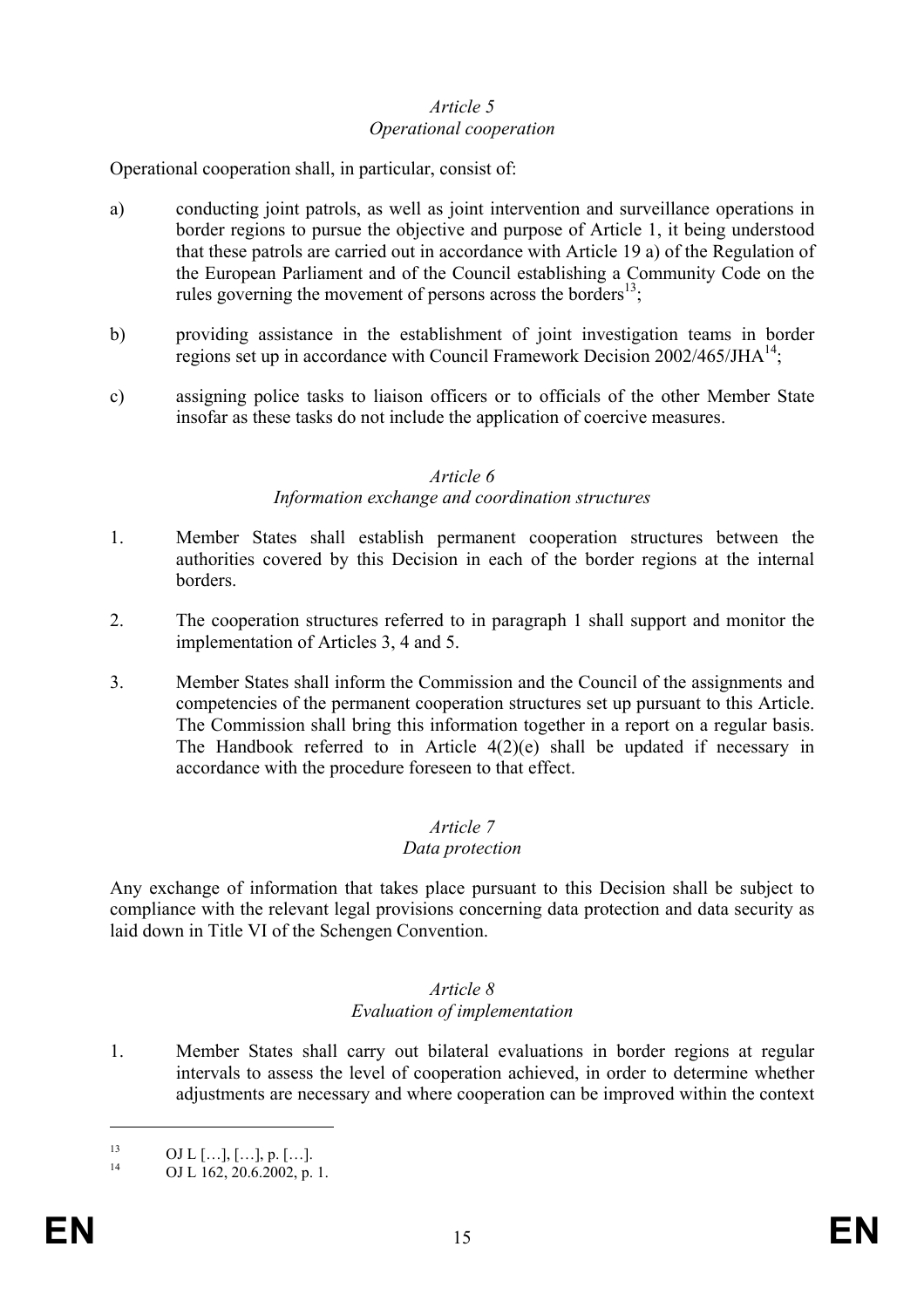*Article 5*
*Operational cooperation*

Operational cooperation shall, in particular, consist of:

a) conducting joint patrols, as well as joint intervention and surveillance operations in border regions to pursue the objective and purpose of Article 1, it being understood that these patrols are carried out in accordance with Article 19 a) of the Regulation of the European Parliament and of the Council establishing a Community Code on the rules governing the movement of persons across the borders[13];

b) providing assistance in the establishment of joint investigation teams in border regions set up in accordance with Council Framework Decision 2002/465/JHA[14];

c) assigning police tasks to liaison officers or to officials of the other Member State insofar as these tasks do not include the application of coercive measures.

*Article 6*
*Information exchange and coordination structures*

1. Member States shall establish permanent cooperation structures between the authorities covered by this Decision in each of the border regions at the internal borders.

2. The cooperation structures referred to in paragraph 1 shall support and monitor the implementation of Articles 3, 4 and 5.

3. Member States shall inform the Commission and the Council of the assignments and competencies of the permanent cooperation structures set up pursuant to this Article. The Commission shall bring this information together in a report on a regular basis. The Handbook referred to in Article 4(2)(e) shall be updated if necessary in accordance with the procedure foreseen to that effect.

*Article 7*
*Data protection*

Any exchange of information that takes place pursuant to this Decision shall be subject to compliance with the relevant legal provisions concerning data protection and data security as laid down in Title VI of the Schengen Convention.

*Article 8*
*Evaluation of implementation*

1. Member States shall carry out bilateral evaluations in border regions at regular intervals to assess the level of cooperation achieved, in order to determine whether adjustments are necessary and where cooperation can be improved within the context

---

[13] OJ L […], […], p. […].

[14] OJ L 162, 20.6.2002, p. 1.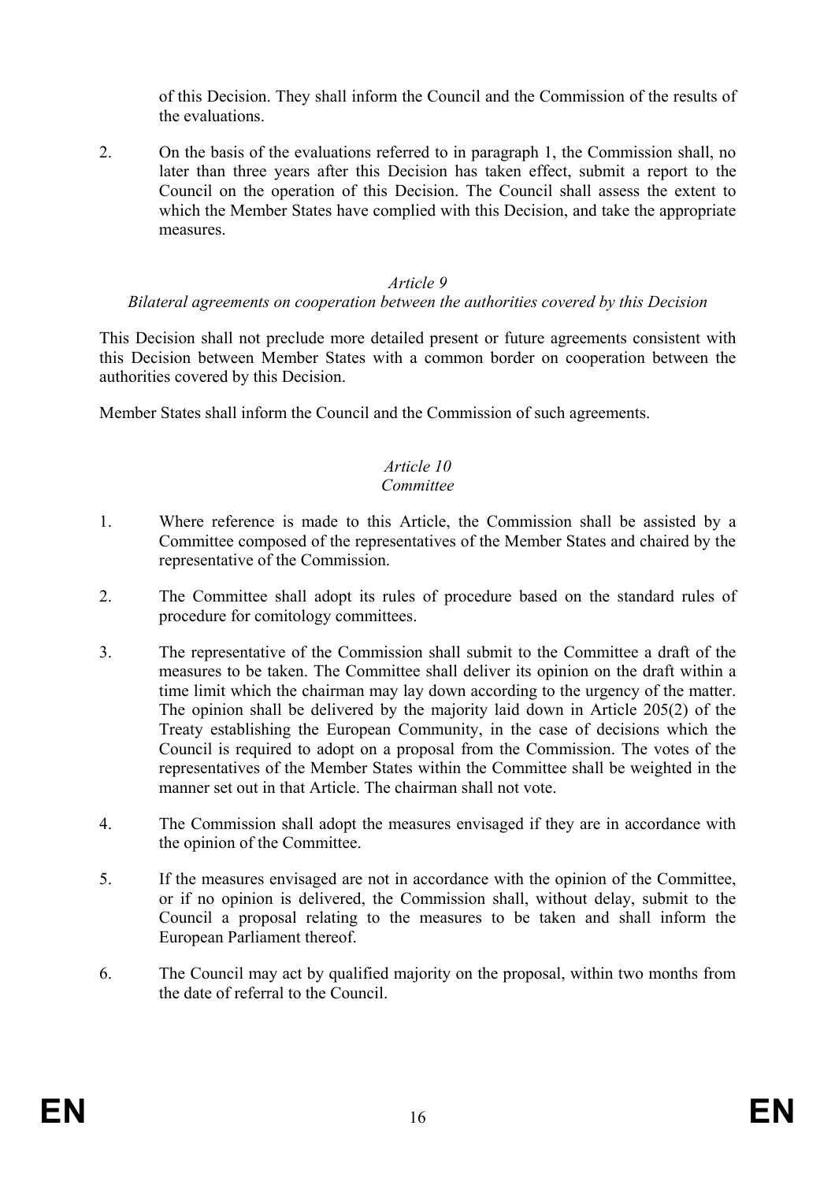of this Decision. They shall inform the Council and the Commission of the results of the evaluations.

2. On the basis of the evaluations referred to in paragraph 1, the Commission shall, no later than three years after this Decision has taken effect, submit a report to the Council on the operation of this Decision. The Council shall assess the extent to which the Member States have complied with this Decision, and take the appropriate measures.

*Article 9*
*Bilateral agreements on cooperation between the authorities covered by this Decision*

This Decision shall not preclude more detailed present or future agreements consistent with this Decision between Member States with a common border on cooperation between the authorities covered by this Decision.

Member States shall inform the Council and the Commission of such agreements.

*Article 10*
*Committee*

1. Where reference is made to this Article, the Commission shall be assisted by a Committee composed of the representatives of the Member States and chaired by the representative of the Commission.

2. The Committee shall adopt its rules of procedure based on the standard rules of procedure for comitology committees.

3. The representative of the Commission shall submit to the Committee a draft of the measures to be taken. The Committee shall deliver its opinion on the draft within a time limit which the chairman may lay down according to the urgency of the matter. The opinion shall be delivered by the majority laid down in Article 205(2) of the Treaty establishing the European Community, in the case of decisions which the Council is required to adopt on a proposal from the Commission. The votes of the representatives of the Member States within the Committee shall be weighted in the manner set out in that Article. The chairman shall not vote.

4. The Commission shall adopt the measures envisaged if they are in accordance with the opinion of the Committee.

5. If the measures envisaged are not in accordance with the opinion of the Committee, or if no opinion is delivered, the Commission shall, without delay, submit to the Council a proposal relating to the measures to be taken and shall inform the European Parliament thereof.

6. The Council may act by qualified majority on the proposal, within two months from the date of referral to the Council.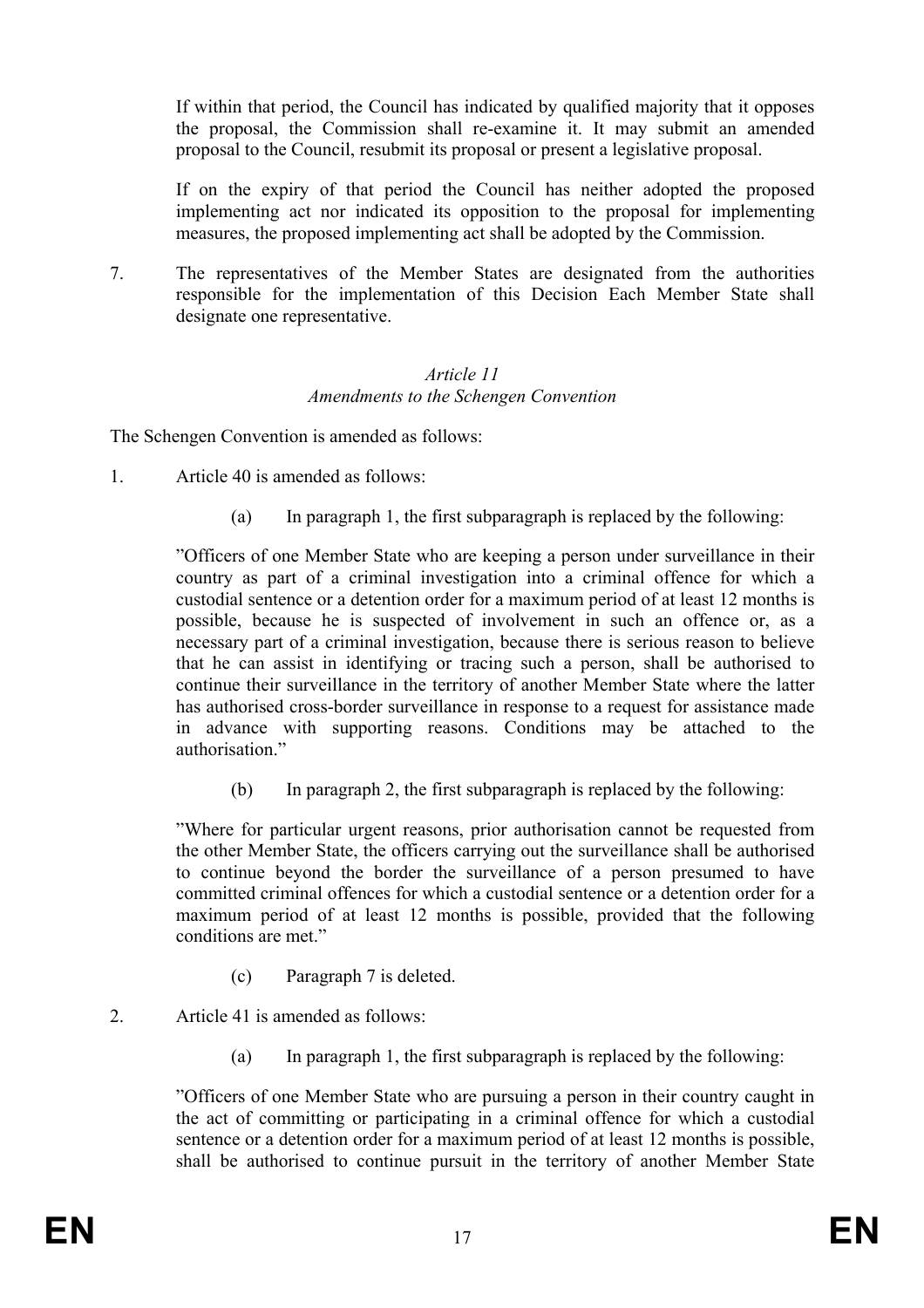If within that period, the Council has indicated by qualified majority that it opposes the proposal, the Commission shall re-examine it. It may submit an amended proposal to the Council, resubmit its proposal or present a legislative proposal.

If on the expiry of that period the Council has neither adopted the proposed implementing act nor indicated its opposition to the proposal for implementing measures, the proposed implementing act shall be adopted by the Commission.

7. The representatives of the Member States are designated from the authorities responsible for the implementation of this Decision Each Member State shall designate one representative.

*Article 11*
*Amendments to the Schengen Convention*

The Schengen Convention is amended as follows:

1. Article 40 is amended as follows:

   (a) In paragraph 1, the first subparagraph is replaced by the following:

   ”Officers of one Member State who are keeping a person under surveillance in their country as part of a criminal investigation into a criminal offence for which a custodial sentence or a detention order for a maximum period of at least 12 months is possible, because he is suspected of involvement in such an offence or, as a necessary part of a criminal investigation, because there is serious reason to believe that he can assist in identifying or tracing such a person, shall be authorised to continue their surveillance in the territory of another Member State where the latter has authorised cross-border surveillance in response to a request for assistance made in advance with supporting reasons. Conditions may be attached to the authorisation.”

   (b) In paragraph 2, the first subparagraph is replaced by the following:

   ”Where for particular urgent reasons, prior authorisation cannot be requested from the other Member State, the officers carrying out the surveillance shall be authorised to continue beyond the border the surveillance of a person presumed to have committed criminal offences for which a custodial sentence or a detention order for a maximum period of at least 12 months is possible, provided that the following conditions are met.”

   (c) Paragraph 7 is deleted.

2. Article 41 is amended as follows:

   (a) In paragraph 1, the first subparagraph is replaced by the following:

   ”Officers of one Member State who are pursuing a person in their country caught in the act of committing or participating in a criminal offence for which a custodial sentence or a detention order for a maximum period of at least 12 months is possible, shall be authorised to continue pursuit in the territory of another Member State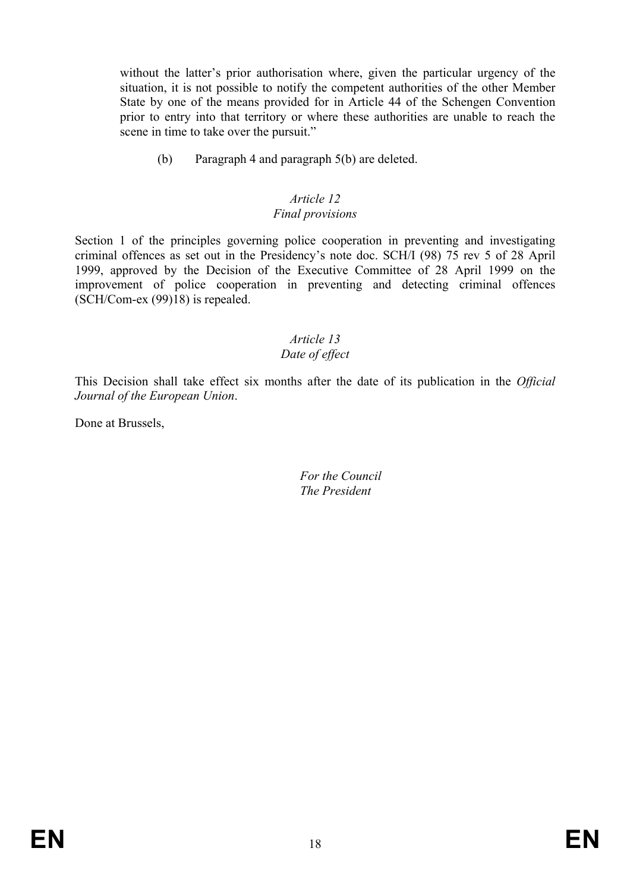without the latter's prior authorisation where, given the particular urgency of the situation, it is not possible to notify the competent authorities of the other Member State by one of the means provided for in Article 44 of the Schengen Convention prior to entry into that territory or where these authorities are unable to reach the scene in time to take over the pursuit."

(b) Paragraph 4 and paragraph 5(b) are deleted.

*Article 12*
*Final provisions*

Section 1 of the principles governing police cooperation in preventing and investigating criminal offences as set out in the Presidency's note doc. SCH/I (98) 75 rev 5 of 28 April 1999, approved by the Decision of the Executive Committee of 28 April 1999 on the improvement of police cooperation in preventing and detecting criminal offences (SCH/Com-ex (99)18) is repealed.

*Article 13*
*Date of effect*

This Decision shall take effect six months after the date of its publication in the *Official Journal of the European Union*.

Done at Brussels,

*For the Council*
*The President*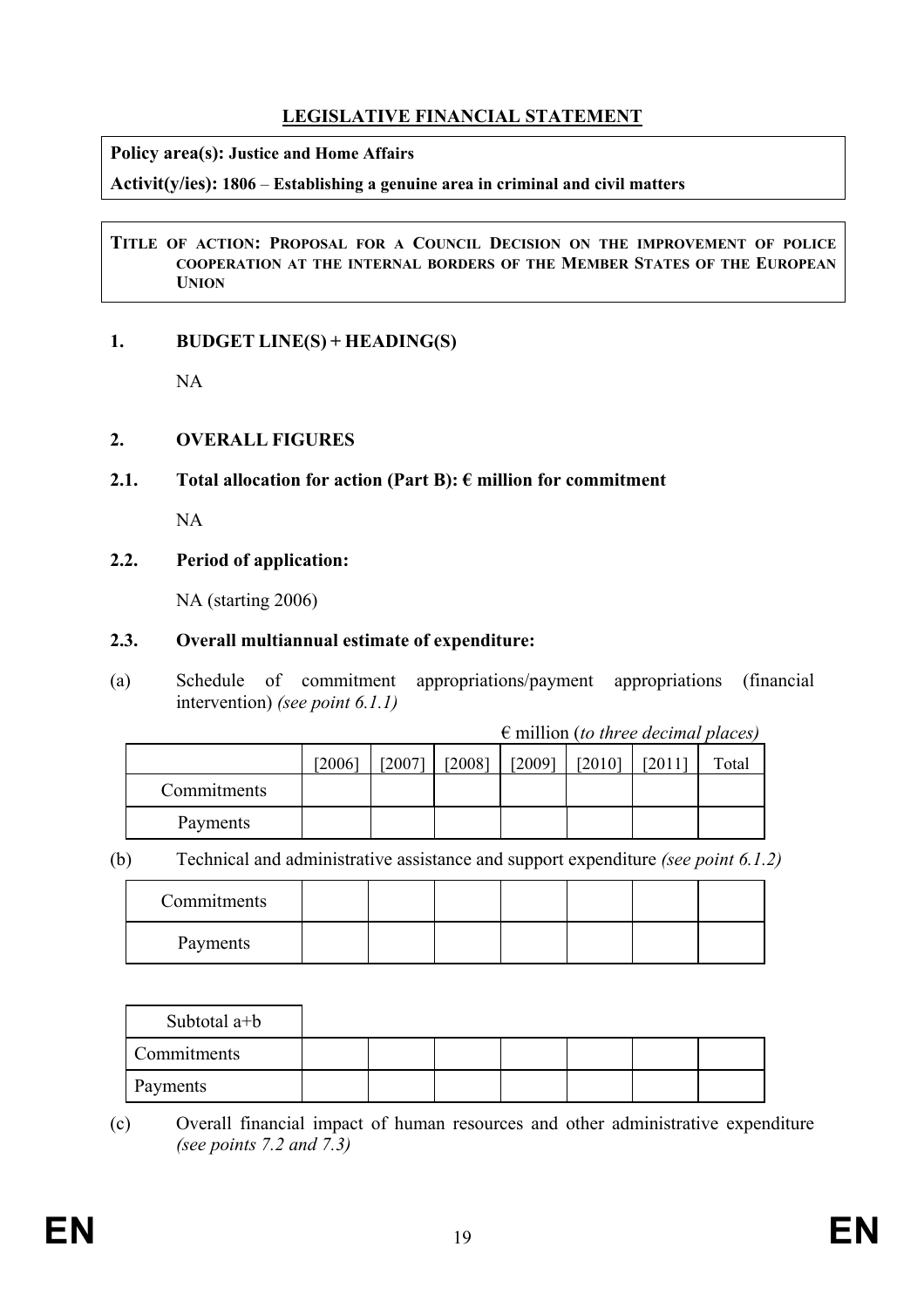## LEGISLATIVE FINANCIAL STATEMENT

**Policy area(s): Justice and Home Affairs**

**Activit(y/ies): 1806** – **Establishing a genuine area in criminal and civil matters**

**TITLE OF ACTION: PROPOSAL FOR A COUNCIL DECISION ON THE IMPROVEMENT OF POLICE COOPERATION AT THE INTERNAL BORDERS OF THE MEMBER STATES OF THE EUROPEAN UNION**

### 1. BUDGET LINE(S) + HEADING(S)

NA

### 2. OVERALL FIGURES

#### 2.1. Total allocation for action (Part B): € million for commitment

NA

#### 2.2. Period of application:

NA (starting 2006)

#### 2.3. Overall multiannual estimate of expenditure:

(a) Schedule of commitment appropriations/payment appropriations (financial intervention) *(see point 6.1.1)*

€ million (*to three decimal places)*

| | [2006] | [2007] | [2008] | [2009] | [2010] | [2011] | Total |
|---|---|---|---|---|---|---|---|
| Commitments | | | | | | | |
| Payments | | | | | | | |

(b) Technical and administrative assistance and support expenditure *(see point 6.1.2)*

| | | | | | | | |
|---|---|---|---|---|---|---|---|
| Commitments | | | | | | | |
| Payments | | | | | | | |

| Subtotal a+b | | | | | | | |
|---|---|---|---|---|---|---|---|
| Commitments | | | | | | | |
| Payments | | | | | | | |

(c) Overall financial impact of human resources and other administrative expenditure *(see points 7.2 and 7.3)*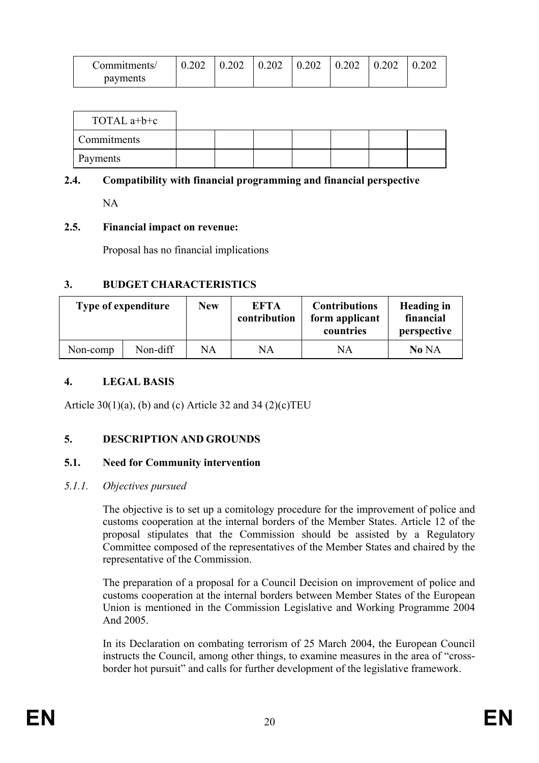| Commitments/ payments | 0.202 | 0.202 | 0.202 | 0.202 | 0.202 | 0.202 | 0.202 |
|---|---|---|---|---|---|---|---|

| TOTAL a+b+c | | | | | | | |
|---|---|---|---|---|---|---|---|
| Commitments | | | | | | | |
| Payments | | | | | | | |

## 2.4. Compatibility with financial programming and financial perspective

NA

## 2.5. Financial impact on revenue:

Proposal has no financial implications

# 3. BUDGET CHARACTERISTICS

| Type of expenditure | | New | EFTA contribution | Contributions form applicant countries | Heading in financial perspective |
|---|---|---|---|---|---|
| Non-comp | Non-diff | NA | NA | NA | **No** NA |

# 4. LEGAL BASIS

Article 30(1)(a), (b) and (c) Article 32 and 34 (2)(c)TEU

# 5. DESCRIPTION AND GROUNDS

## 5.1. Need for Community intervention

### *5.1.1. Objectives pursued*

The objective is to set up a comitology procedure for the improvement of police and customs cooperation at the internal borders of the Member States. Article 12 of the proposal stipulates that the Commission should be assisted by a Regulatory Committee composed of the representatives of the Member States and chaired by the representative of the Commission.

The preparation of a proposal for a Council Decision on improvement of police and customs cooperation at the internal borders between Member States of the European Union is mentioned in the Commission Legislative and Working Programme 2004 And 2005.

In its Declaration on combating terrorism of 25 March 2004, the European Council instructs the Council, among other things, to examine measures in the area of "cross-border hot pursuit" and calls for further development of the legislative framework.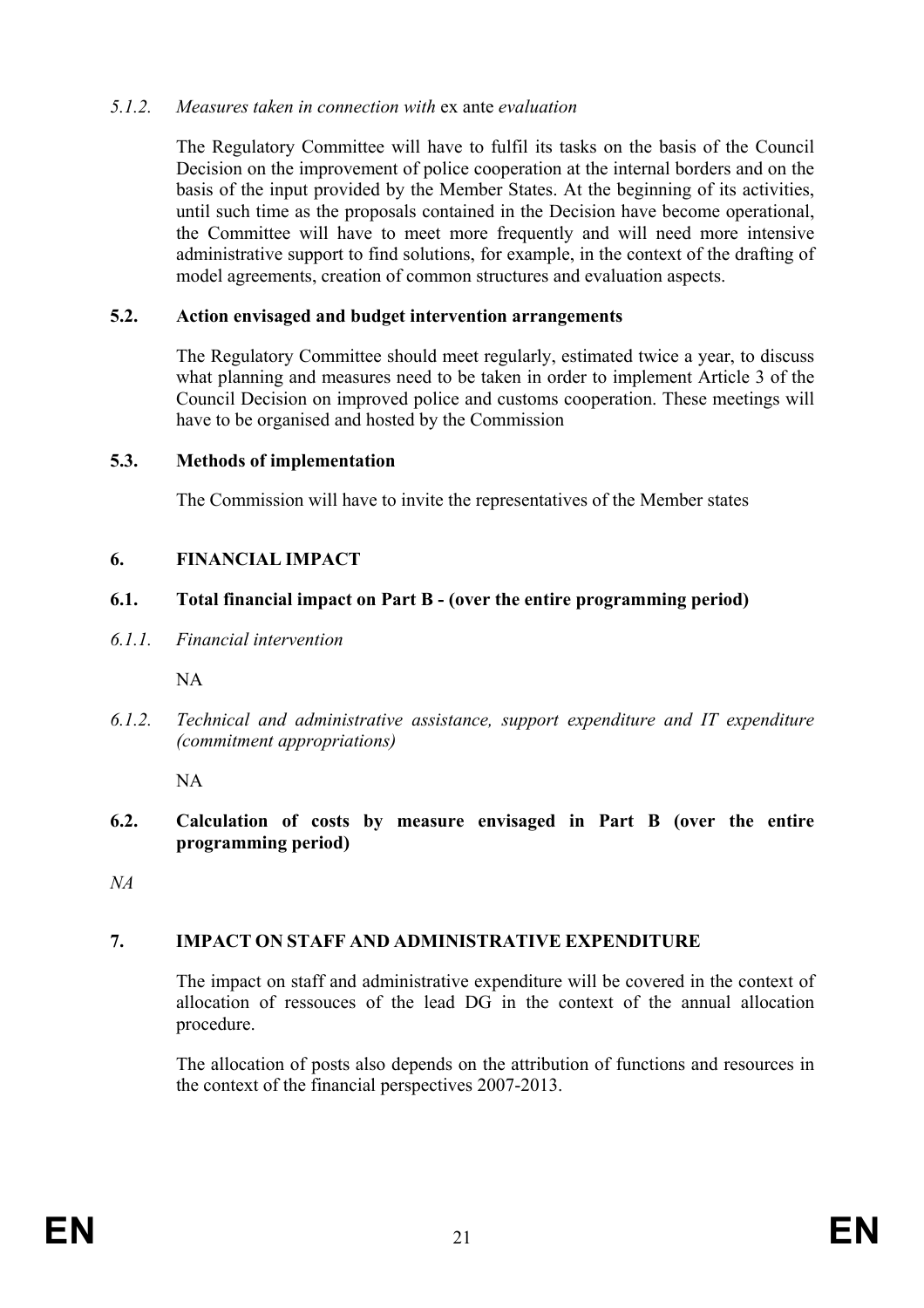#### *5.1.2. Measures taken in connection with* ex ante *evaluation*

The Regulatory Committee will have to fulfil its tasks on the basis of the Council Decision on the improvement of police cooperation at the internal borders and on the basis of the input provided by the Member States. At the beginning of its activities, until such time as the proposals contained in the Decision have become operational, the Committee will have to meet more frequently and will need more intensive administrative support to find solutions, for example, in the context of the drafting of model agreements, creation of common structures and evaluation aspects.

### 5.2. Action envisaged and budget intervention arrangements

The Regulatory Committee should meet regularly, estimated twice a year, to discuss what planning and measures need to be taken in order to implement Article 3 of the Council Decision on improved police and customs cooperation. These meetings will have to be organised and hosted by the Commission

### 5.3. Methods of implementation

The Commission will have to invite the representatives of the Member states

## 6. FINANCIAL IMPACT

### 6.1. Total financial impact on Part B - (over the entire programming period)

#### *6.1.1. Financial intervention*

NA

#### *6.1.2. Technical and administrative assistance, support expenditure and IT expenditure (commitment appropriations)*

NA

### 6.2. Calculation of costs by measure envisaged in Part B (over the entire programming period)

*NA*

## 7. IMPACT ON STAFF AND ADMINISTRATIVE EXPENDITURE

The impact on staff and administrative expenditure will be covered in the context of allocation of ressouces of the lead DG in the context of the annual allocation procedure.

The allocation of posts also depends on the attribution of functions and resources in the context of the financial perspectives 2007-2013.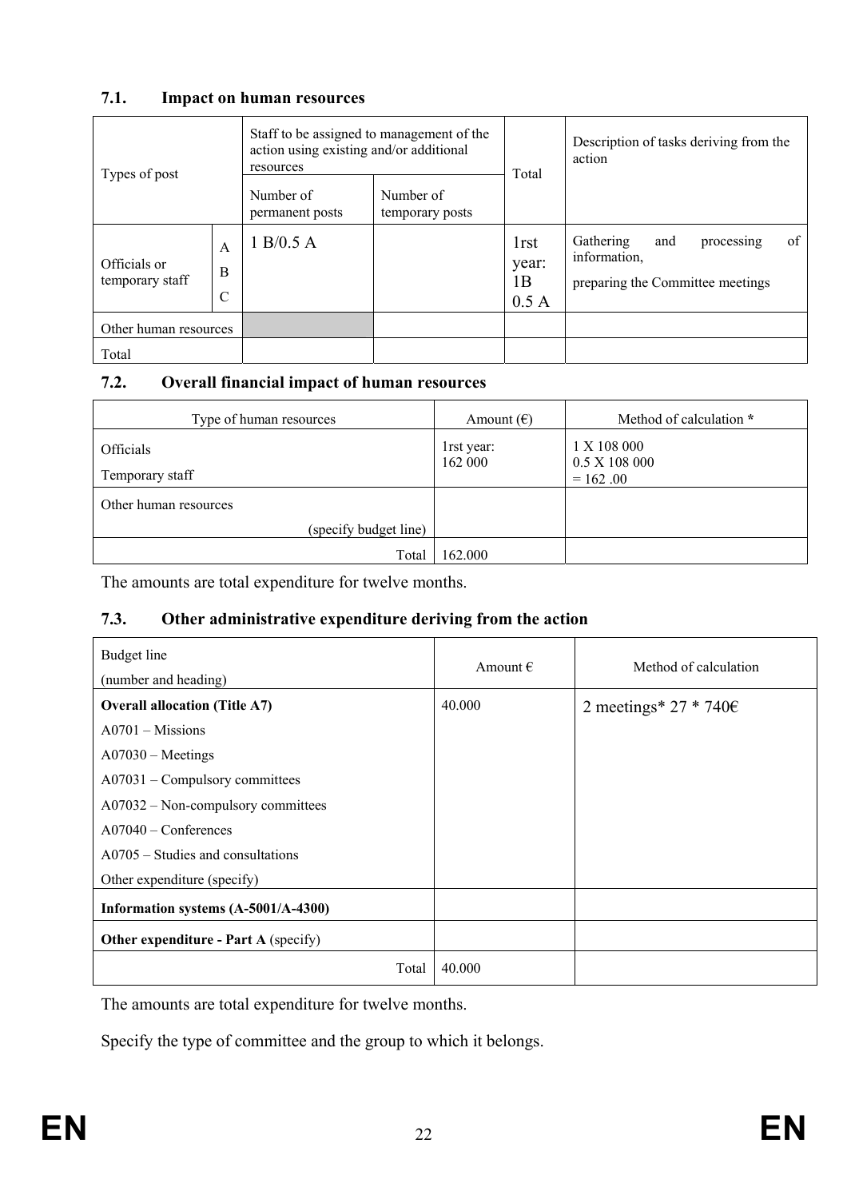### 7.1. Impact on human resources

| Types of post | | Staff to be assigned to management of the action using existing and/or additional resources | | Total | Description of tasks deriving from the action |
|---|---|---|---|---|---|
| | | Number of permanent posts | Number of temporary posts | | |
| Officials or temporary staff | A<br>B<br>C | 1 B/0.5 A | | 1rst year: 1B 0.5 A | Gathering and processing of information,<br>preparing the Committee meetings |
| Other human resources | | | | | |
| Total | | | | | |

### 7.2. Overall financial impact of human resources

| Type of human resources | Amount (€) | Method of calculation * |
|---|---|---|
| Officials<br>Temporary staff | 1rst year: 162 000 | 1 X 108 000<br>0.5 X 108 000<br>= 162 .00 |
| Other human resources<br>(specify budget line) | | |
| Total | 162.000 | |

The amounts are total expenditure for twelve months.

### 7.3. Other administrative expenditure deriving from the action

| Budget line<br>(number and heading) | Amount € | Method of calculation |
|---|---|---|
| **Overall allocation (Title A7)**<br>A0701 – Missions<br>A07030 – Meetings<br>A07031 – Compulsory committees<br>A07032 – Non-compulsory committees<br>A07040 – Conferences<br>A0705 – Studies and consultations<br>Other expenditure (specify) | 40.000 | 2 meetings* 27 * 740€ |
| **Information systems (A-5001/A-4300)** | | |
| **Other expenditure - Part A** (specify) | | |
| Total | 40.000 | |

The amounts are total expenditure for twelve months.

Specify the type of committee and the group to which it belongs.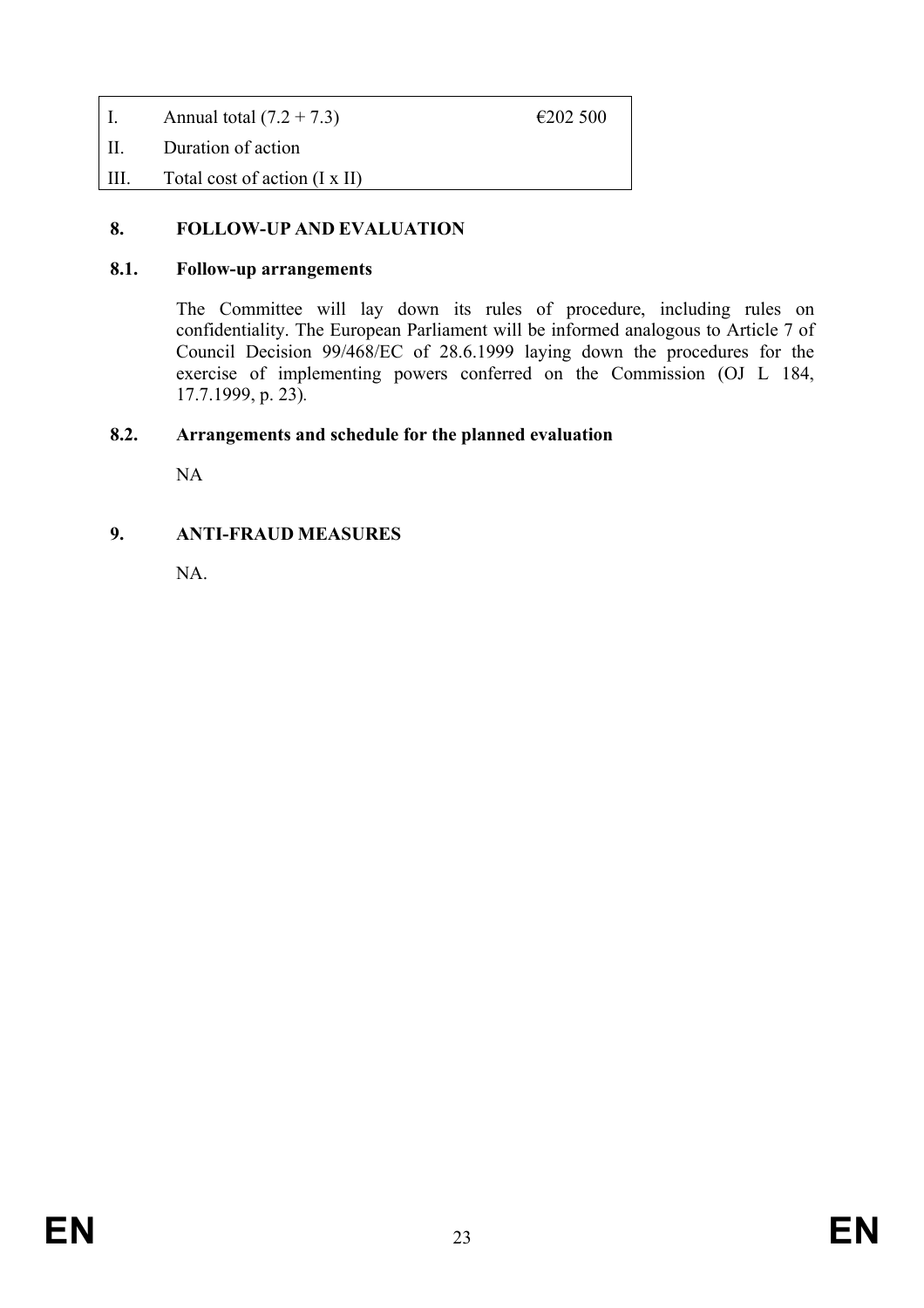| | | |
|---|---|---|
| I. | Annual total (7.2 + 7.3) | €202 500 |
| II. | Duration of action | |
| III. | Total cost of action (I x II) | |

## 8. FOLLOW-UP AND EVALUATION

### 8.1. Follow-up arrangements

The Committee will lay down its rules of procedure, including rules on confidentiality. The European Parliament will be informed analogous to Article 7 of Council Decision 99/468/EC of 28.6.1999 laying down the procedures for the exercise of implementing powers conferred on the Commission (OJ L 184, 17.7.1999, p. 23).

### 8.2. Arrangements and schedule for the planned evaluation

NA

## 9. ANTI-FRAUD MEASURES

NA.